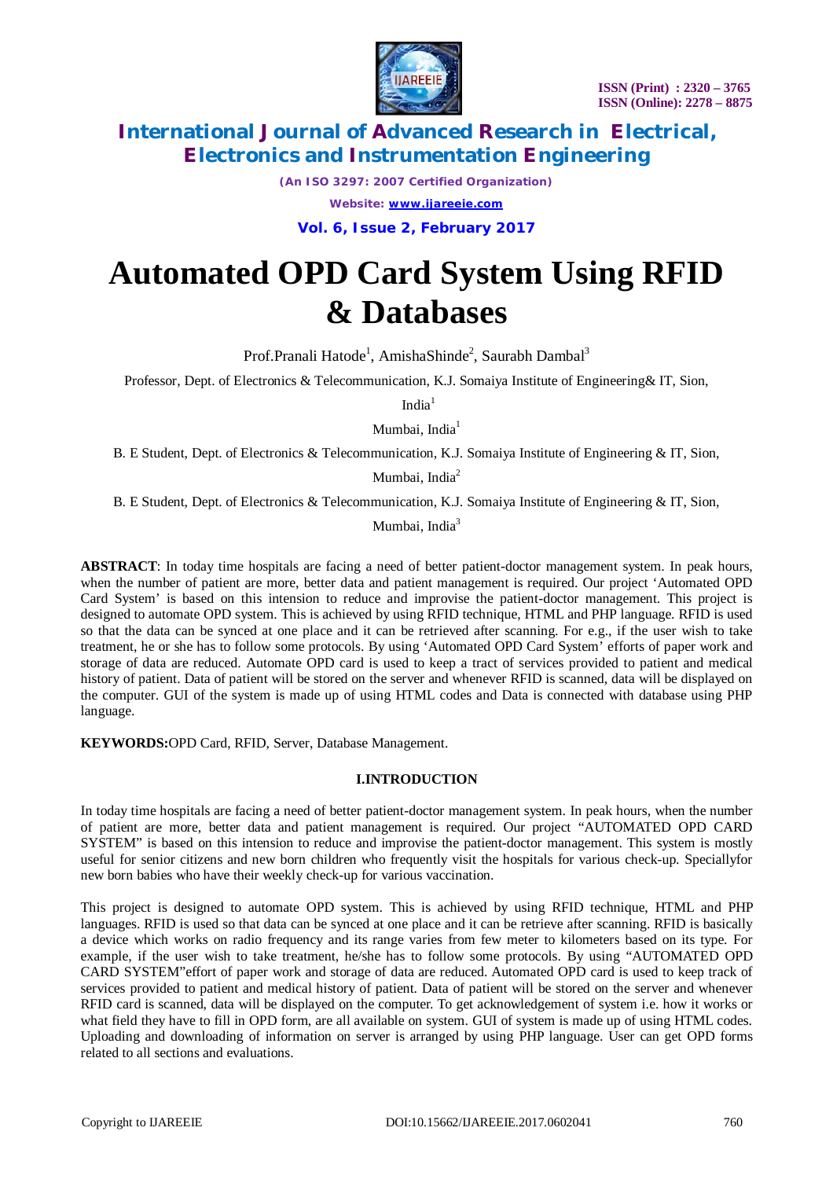# Automated OPD Card System Using RFID & Databases

Prof.Pranali Hatode[1], AmishaShinde[2], Saurabh Dambal[3]

Professor, Dept. of Electronics & Telecommunication, K.J. Somaiya Institute of Engineering& IT, Sion, India[1]

Mumbai, India[1]

B. E Student, Dept. of Electronics & Telecommunication, K.J. Somaiya Institute of Engineering & IT, Sion, Mumbai, India[2]

B. E Student, Dept. of Electronics & Telecommunication, K.J. Somaiya Institute of Engineering & IT, Sion, Mumbai, India[3]

**ABSTRACT**: In today time hospitals are facing a need of better patient-doctor management system. In peak hours, when the number of patient are more, better data and patient management is required. Our project 'Automated OPD Card System' is based on this intension to reduce and improvise the patient-doctor management. This project is designed to automate OPD system. This is achieved by using RFID technique, HTML and PHP language. RFID is used so that the data can be synced at one place and it can be retrieved after scanning. For e.g., if the user wish to take treatment, he or she has to follow some protocols. By using 'Automated OPD Card System' efforts of paper work and storage of data are reduced. Automate OPD card is used to keep a tract of services provided to patient and medical history of patient. Data of patient will be stored on the server and whenever RFID is scanned, data will be displayed on the computer. GUI of the system is made up of using HTML codes and Data is connected with database using PHP language.

**KEYWORDS:**OPD Card, RFID, Server, Database Management.

## I.INTRODUCTION

In today time hospitals are facing a need of better patient-doctor management system. In peak hours, when the number of patient are more, better data and patient management is required. Our project "AUTOMATED OPD CARD SYSTEM" is based on this intension to reduce and improvise the patient-doctor management. This system is mostly useful for senior citizens and new born children who frequently visit the hospitals for various check-up. Speciallyfor new born babies who have their weekly check-up for various vaccination.

This project is designed to automate OPD system. This is achieved by using RFID technique, HTML and PHP languages. RFID is used so that data can be synced at one place and it can be retrieve after scanning. RFID is basically a device which works on radio frequency and its range varies from few meter to kilometers based on its type. For example, if the user wish to take treatment, he/she has to follow some protocols. By using "AUTOMATED OPD CARD SYSTEM"effort of paper work and storage of data are reduced. Automated OPD card is used to keep track of services provided to patient and medical history of patient. Data of patient will be stored on the server and whenever RFID card is scanned, data will be displayed on the computer. To get acknowledgement of system i.e. how it works or what field they have to fill in OPD form, are all available on system. GUI of system is made up of using HTML codes. Uploading and downloading of information on server is arranged by using PHP language. User can get OPD forms related to all sections and evaluations.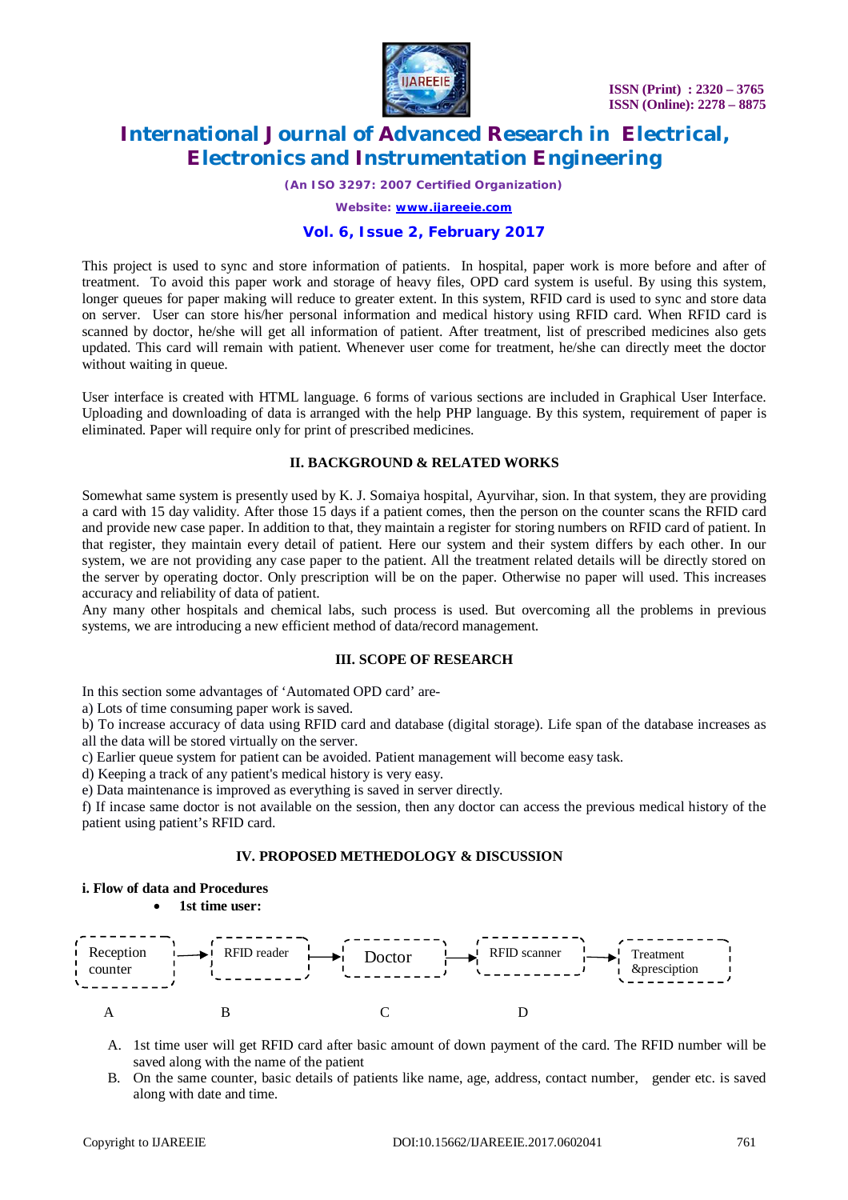This project is used to sync and store information of patients. In hospital, paper work is more before and after of treatment. To avoid this paper work and storage of heavy files, OPD card system is useful. By using this system, longer queues for paper making will reduce to greater extent. In this system, RFID card is used to sync and store data on server. User can store his/her personal information and medical history using RFID card. When RFID card is scanned by doctor, he/she will get all information of patient. After treatment, list of prescribed medicines also gets updated. This card will remain with patient. Whenever user come for treatment, he/she can directly meet the doctor without waiting in queue.

User interface is created with HTML language. 6 forms of various sections are included in Graphical User Interface. Uploading and downloading of data is arranged with the help PHP language. By this system, requirement of paper is eliminated. Paper will require only for print of prescribed medicines.

## II. BACKGROUND & RELATED WORKS

Somewhat same system is presently used by K. J. Somaiya hospital, Ayurvihar, sion. In that system, they are providing a card with 15 day validity. After those 15 days if a patient comes, then the person on the counter scans the RFID card and provide new case paper. In addition to that, they maintain a register for storing numbers on RFID card of patient. In that register, they maintain every detail of patient. Here our system and their system differs by each other. In our system, we are not providing any case paper to the patient. All the treatment related details will be directly stored on the server by operating doctor. Only prescription will be on the paper. Otherwise no paper will used. This increases accuracy and reliability of data of patient.
Any many other hospitals and chemical labs, such process is used. But overcoming all the problems in previous systems, we are introducing a new efficient method of data/record management.

## III. SCOPE OF RESEARCH

In this section some advantages of 'Automated OPD card' are-
a) Lots of time consuming paper work is saved.
b) To increase accuracy of data using RFID card and database (digital storage). Life span of the database increases as all the data will be stored virtually on the server.
c) Earlier queue system for patient can be avoided. Patient management will become easy task.
d) Keeping a track of any patient's medical history is very easy.
e) Data maintenance is improved as everything is saved in server directly.
f) If incase same doctor is not available on the session, then any doctor can access the previous medical history of the patient using patient's RFID card.

## IV. PROPOSED METHEDOLOGY & DISCUSSION

### i. Flow of data and Procedures

- **1st time user:**

Reception counter → RFID reader → Doctor → RFID scanner → Treatment &presciption

A B C D

A. 1st time user will get RFID card after basic amount of down payment of the card. The RFID number will be saved along with the name of the patient
B. On the same counter, basic details of patients like name, age, address, contact number, gender etc. is saved along with date and time.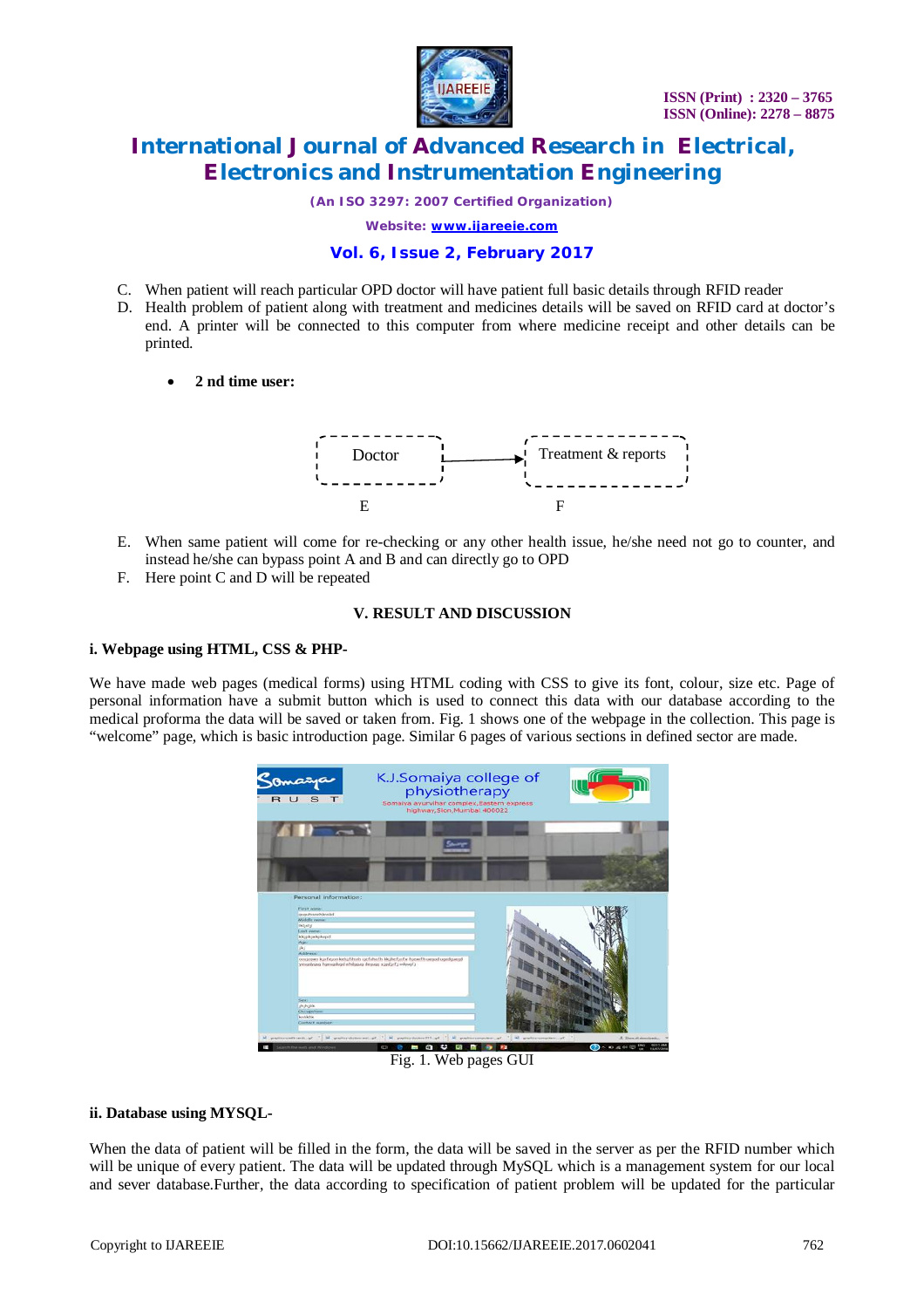C. When patient will reach particular OPD doctor will have patient full basic details through RFID reader
D. Health problem of patient along with treatment and medicines details will be saved on RFID card at doctor's end. A printer will be connected to this computer from where medicine receipt and other details can be printed.

- **2 nd time user:**

Doctor → Treatment & reports

E F

E. When same patient will come for re-checking or any other health issue, he/she need not go to counter, and instead he/she can bypass point A and B and can directly go to OPD
F. Here point C and D will be repeated

## V. RESULT AND DISCUSSION

### i. Webpage using HTML, CSS & PHP-

We have made web pages (medical forms) using HTML coding with CSS to give its font, colour, size etc. Page of personal information have a submit button which is used to connect this data with our database according to the medical proforma the data will be saved or taken from. Fig. 1 shows one of the webpage in the collection. This page is "welcome" page, which is basic introduction page. Similar 6 pages of various sections in defined sector are made.

Fig. 1. Web pages GUI

### ii. Database using MYSQL-

When the data of patient will be filled in the form, the data will be saved in the server as per the RFID number which will be unique of every patient. The data will be updated through MySQL which is a management system for our local and sever database.Further, the data according to specification of patient problem will be updated for the particular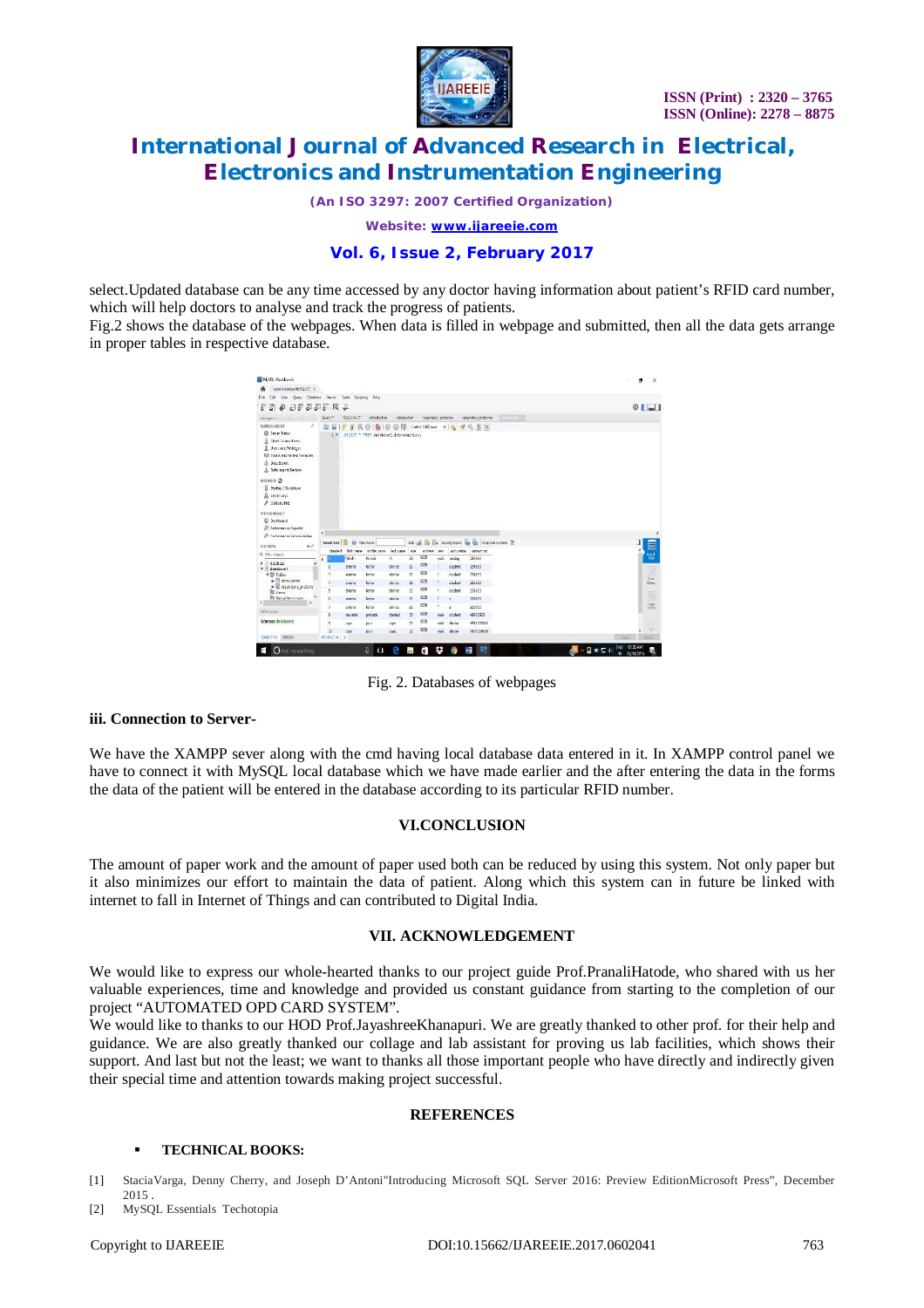select.Updated database can be any time accessed by any doctor having information about patient's RFID card number, which will help doctors to analyse and track the progress of patients.
Fig.2 shows the database of the webpages. When data is filled in webpage and submitted, then all the data gets arrange in proper tables in respective database.

Fig. 2. Databases of webpages

### iii. Connection to Server-

We have the XAMPP sever along with the cmd having local database data entered in it. In XAMPP control panel we have to connect it with MySQL local database which we have made earlier and the after entering the data in the forms the data of the patient will be entered in the database according to its particular RFID number.

## VI.CONCLUSION

The amount of paper work and the amount of paper used both can be reduced by using this system. Not only paper but it also minimizes our effort to maintain the data of patient. Along which this system can in future be linked with internet to fall in Internet of Things and can contributed to Digital India.

## VII. ACKNOWLEDGEMENT

We would like to express our whole-hearted thanks to our project guide Prof.PranaliHatode, who shared with us her valuable experiences, time and knowledge and provided us constant guidance from starting to the completion of our project "AUTOMATED OPD CARD SYSTEM".
We would like to thanks to our HOD Prof.JayashreeKhanapuri. We are greatly thanked to other prof. for their help and guidance. We are also greatly thanked our collage and lab assistant for proving us lab facilities, which shows their support. And last but not the least; we want to thanks all those important people who have directly and indirectly given their special time and attention towards making project successful.

## REFERENCES

- **TECHNICAL BOOKS:**

[1] StaciaVarga, Denny Cherry, and Joseph D'Antoni"Introducing Microsoft SQL Server 2016: Preview EditionMicrosoft Press", December 2015 .
[2] MySQL Essentials Techotopia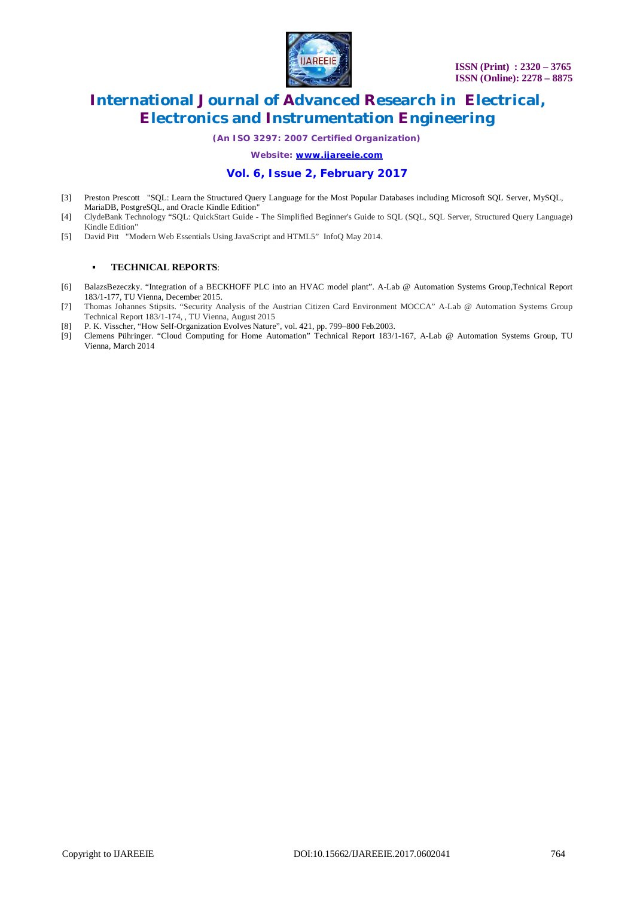[3] Preston Prescott "SQL: Learn the Structured Query Language for the Most Popular Databases including Microsoft SQL Server, MySQL, MariaDB, PostgreSQL, and Oracle Kindle Edition"

[4] ClydeBank Technology "SQL: QuickStart Guide - The Simplified Beginner's Guide to SQL (SQL, SQL Server, Structured Query Language) Kindle Edition"

[5] David Pitt "Modern Web Essentials Using JavaScript and HTML5" InfoQ May 2014.

- **TECHNICAL REPORTS**:

[6] BalazsBezeczky. "Integration of a BECKHOFF PLC into an HVAC model plant". A-Lab @ Automation Systems Group,Technical Report 183/1-177, TU Vienna, December 2015.

[7] Thomas Johannes Stipsits. "Security Analysis of the Austrian Citizen Card Environment MOCCA" A-Lab @ Automation Systems Group Technical Report 183/1-174, , TU Vienna, August 2015

[8] P. K. Visscher, "How Self-Organization Evolves Nature", vol. 421, pp. 799–800 Feb.2003.

[9] Clemens Pühringer. "Cloud Computing for Home Automation" Technical Report 183/1-167, A-Lab @ Automation Systems Group, TU Vienna, March 2014